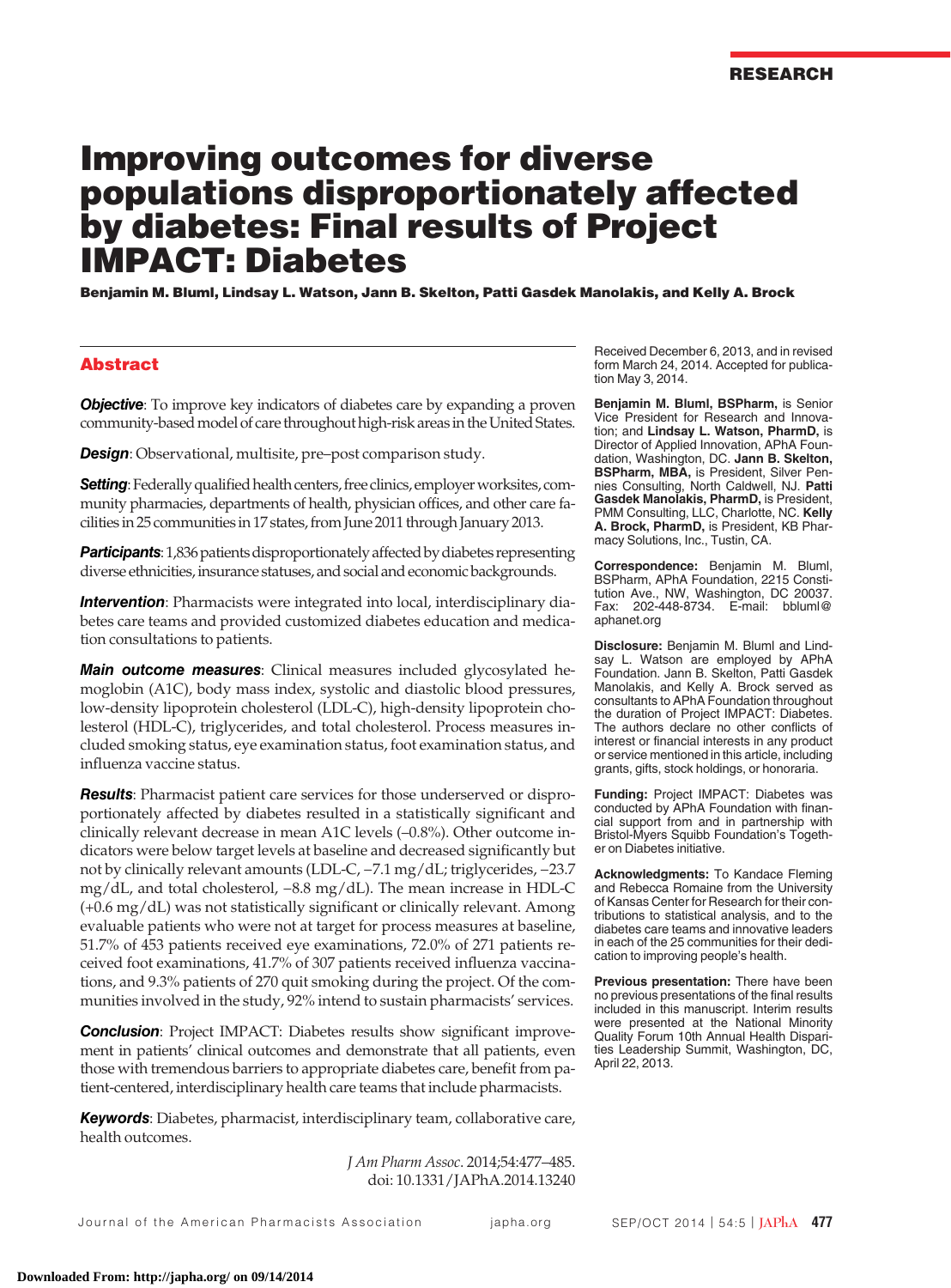RESEARCH

# Improving outcomes for diverse populations disproportionately affected by diabetes: Final results of Project IMPACT: Diabetes

**Benjamin M. Bluml, Lindsay L. Watson, Jann B. Skelton, Patti Gasdek Manolakis, and Kelly A. Brock**

## Abstract

***Objective***: To improve key indicators of diabetes care by expanding a proven community-based model of care throughout high-risk areas in the United States.

***Design***: Observational, multisite, pre–post comparison study.

***Setting***: Federally qualified health centers, free clinics, employer worksites, community pharmacies, departments of health, physician offices, and other care facilities in 25 communities in 17 states, from June 2011 through January 2013.

***Participants***: 1,836 patients disproportionately affected by diabetes representing diverse ethnicities, insurance statuses, and social and economic backgrounds.

***Intervention***: Pharmacists were integrated into local, interdisciplinary diabetes care teams and provided customized diabetes education and medication consultations to patients.

***Main outcome measures***: Clinical measures included glycosylated hemoglobin (A1C), body mass index, systolic and diastolic blood pressures, low-density lipoprotein cholesterol (LDL-C), high-density lipoprotein cholesterol (HDL-C), triglycerides, and total cholesterol. Process measures included smoking status, eye examination status, foot examination status, and influenza vaccine status.

***Results***: Pharmacist patient care services for those underserved or disproportionately affected by diabetes resulted in a statistically significant and clinically relevant decrease in mean A1C levels (–0.8%). Other outcome indicators were below target levels at baseline and decreased significantly but not by clinically relevant amounts (LDL-C, –7.1 mg/dL; triglycerides, –23.7 mg/dL, and total cholesterol, –8.8 mg/dL). The mean increase in HDL-C (+0.6 mg/dL) was not statistically significant or clinically relevant. Among evaluable patients who were not at target for process measures at baseline, 51.7% of 453 patients received eye examinations, 72.0% of 271 patients received foot examinations, 41.7% of 307 patients received influenza vaccinations, and 9.3% patients of 270 quit smoking during the project. Of the communities involved in the study, 92% intend to sustain pharmacists' services.

***Conclusion***: Project IMPACT: Diabetes results show significant improvement in patients' clinical outcomes and demonstrate that all patients, even those with tremendous barriers to appropriate diabetes care, benefit from patient-centered, interdisciplinary health care teams that include pharmacists.

***Keywords***: Diabetes, pharmacist, interdisciplinary team, collaborative care, health outcomes.

*J Am Pharm Assoc*. 2014;54:477–485.
doi: 10.1331/JAPhA.2014.13240

Received December 6, 2013, and in revised form March 24, 2014. Accepted for publication May 3, 2014.

**Benjamin M. Bluml, BSPharm,** is Senior Vice President for Research and Innovation; and **Lindsay L. Watson, PharmD,** is Director of Applied Innovation, APhA Foundation, Washington, DC. **Jann B. Skelton, BSPharm, MBA,** is President, Silver Pennies Consulting, North Caldwell, NJ. **Patti Gasdek Manolakis, PharmD,** is President, PMM Consulting, LLC, Charlotte, NC. **Kelly A. Brock, PharmD,** is President, KB Pharmacy Solutions, Inc., Tustin, CA.

**Correspondence:** Benjamin M. Bluml, BSPharm, APhA Foundation, 2215 Constitution Ave., NW, Washington, DC 20037. Fax: 202-448-8734. E-mail: bbluml@aphanet.org

**Disclosure:** Benjamin M. Bluml and Lindsay L. Watson are employed by APhA Foundation. Jann B. Skelton, Patti Gasdek Manolakis, and Kelly A. Brock served as consultants to APhA Foundation throughout the duration of Project IMPACT: Diabetes. The authors declare no other conflicts of interest or financial interests in any product or service mentioned in this article, including grants, gifts, stock holdings, or honoraria.

**Funding:** Project IMPACT: Diabetes was conducted by APhA Foundation with financial support from and in partnership with Bristol-Myers Squibb Foundation's Together on Diabetes initiative.

**Acknowledgments:** To Kandace Fleming and Rebecca Romaine from the University of Kansas Center for Research for their contributions to statistical analysis, and to the diabetes care teams and innovative leaders in each of the 25 communities for their dedication to improving people's health.

**Previous presentation:** There have been no previous presentations of the final results included in this manuscript. Interim results were presented at the National Minority Quality Forum 10th Annual Health Disparities Leadership Summit, Washington, DC, April 22, 2013.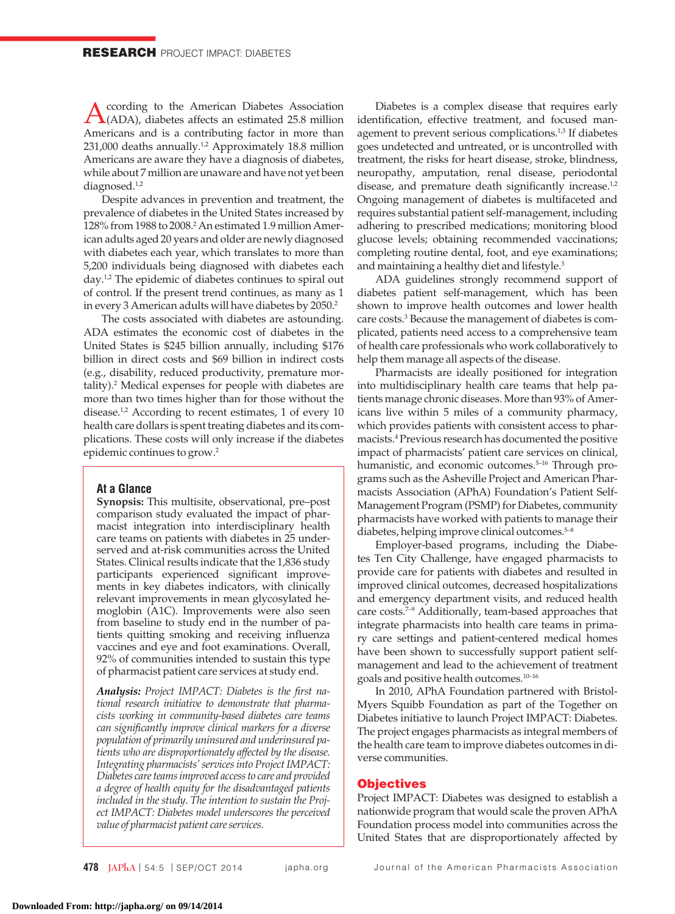According to the American Diabetes Association (ADA), diabetes affects an estimated 25.8 million Americans and is a contributing factor in more than 231,000 deaths annually.[1,2] Approximately 18.8 million Americans are aware they have a diagnosis of diabetes, while about 7 million are unaware and have not yet been diagnosed.[1,2]

Despite advances in prevention and treatment, the prevalence of diabetes in the United States increased by 128% from 1988 to 2008.[2] An estimated 1.9 million American adults aged 20 years and older are newly diagnosed with diabetes each year, which translates to more than 5,200 individuals being diagnosed with diabetes each day.[1,2] The epidemic of diabetes continues to spiral out of control. If the present trend continues, as many as 1 in every 3 American adults will have diabetes by 2050.[2]

The costs associated with diabetes are astounding. ADA estimates the economic cost of diabetes in the United States is $245 billion annually, including $176 billion in direct costs and $69 billion in indirect costs (e.g., disability, reduced productivity, premature mortality).[2] Medical expenses for people with diabetes are more than two times higher than for those without the disease.[1,2] According to recent estimates, 1 of every 10 health care dollars is spent treating diabetes and its complications. These costs will only increase if the diabetes epidemic continues to grow.[2]

### At a Glance

**Synopsis:** This multisite, observational, pre–post comparison study evaluated the impact of pharmacist integration into interdisciplinary health care teams on patients with diabetes in 25 underserved and at-risk communities across the United States. Clinical results indicate that the 1,836 study participants experienced significant improvements in key diabetes indicators, with clinically relevant improvements in mean glycosylated hemoglobin (A1C). Improvements were also seen from baseline to study end in the number of patients quitting smoking and receiving influenza vaccines and eye and foot examinations. Overall, 92% of communities intended to sustain this type of pharmacist patient care services at study end.

***Analysis:*** *Project IMPACT: Diabetes is the first national research initiative to demonstrate that pharmacists working in community-based diabetes care teams can significantly improve clinical markers for a diverse population of primarily uninsured and underinsured patients who are disproportionately affected by the disease. Integrating pharmacists' services into Project IMPACT: Diabetes care teams improved access to care and provided a degree of health equity for the disadvantaged patients included in the study. The intention to sustain the Project IMPACT: Diabetes model underscores the perceived value of pharmacist patient care services.*

Diabetes is a complex disease that requires early identification, effective treatment, and focused management to prevent serious complications.[1,3] If diabetes goes undetected and untreated, or is uncontrolled with treatment, the risks for heart disease, stroke, blindness, neuropathy, amputation, renal disease, periodontal disease, and premature death significantly increase.[1,2] Ongoing management of diabetes is multifaceted and requires substantial patient self-management, including adhering to prescribed medications; monitoring blood glucose levels; obtaining recommended vaccinations; completing routine dental, foot, and eye examinations; and maintaining a healthy diet and lifestyle.[3]

ADA guidelines strongly recommend support of diabetes patient self-management, which has been shown to improve health outcomes and lower health care costs.[3] Because the management of diabetes is complicated, patients need access to a comprehensive team of health care professionals who work collaboratively to help them manage all aspects of the disease.

Pharmacists are ideally positioned for integration into multidisciplinary health care teams that help patients manage chronic diseases. More than 93% of Americans live within 5 miles of a community pharmacy, which provides patients with consistent access to pharmacists.[4] Previous research has documented the positive impact of pharmacists' patient care services on clinical, humanistic, and economic outcomes.[5–16] Through programs such as the Asheville Project and American Pharmacists Association (APhA) Foundation's Patient Self-Management Program (PSMP) for Diabetes, community pharmacists have worked with patients to manage their diabetes, helping improve clinical outcomes.[5–8]

Employer-based programs, including the Diabetes Ten City Challenge, have engaged pharmacists to provide care for patients with diabetes and resulted in improved clinical outcomes, decreased hospitalizations and emergency department visits, and reduced health care costs.[7–9] Additionally, team-based approaches that integrate pharmacists into health care teams in primary care settings and patient-centered medical homes have been shown to successfully support patient self-management and lead to the achievement of treatment goals and positive health outcomes.[10–16]

In 2010, APhA Foundation partnered with Bristol-Myers Squibb Foundation as part of the Together on Diabetes initiative to launch Project IMPACT: Diabetes. The project engages pharmacists as integral members of the health care team to improve diabetes outcomes in diverse communities.

## Objectives

Project IMPACT: Diabetes was designed to establish a nationwide program that would scale the proven APhA Foundation process model into communities across the United States that are disproportionately affected by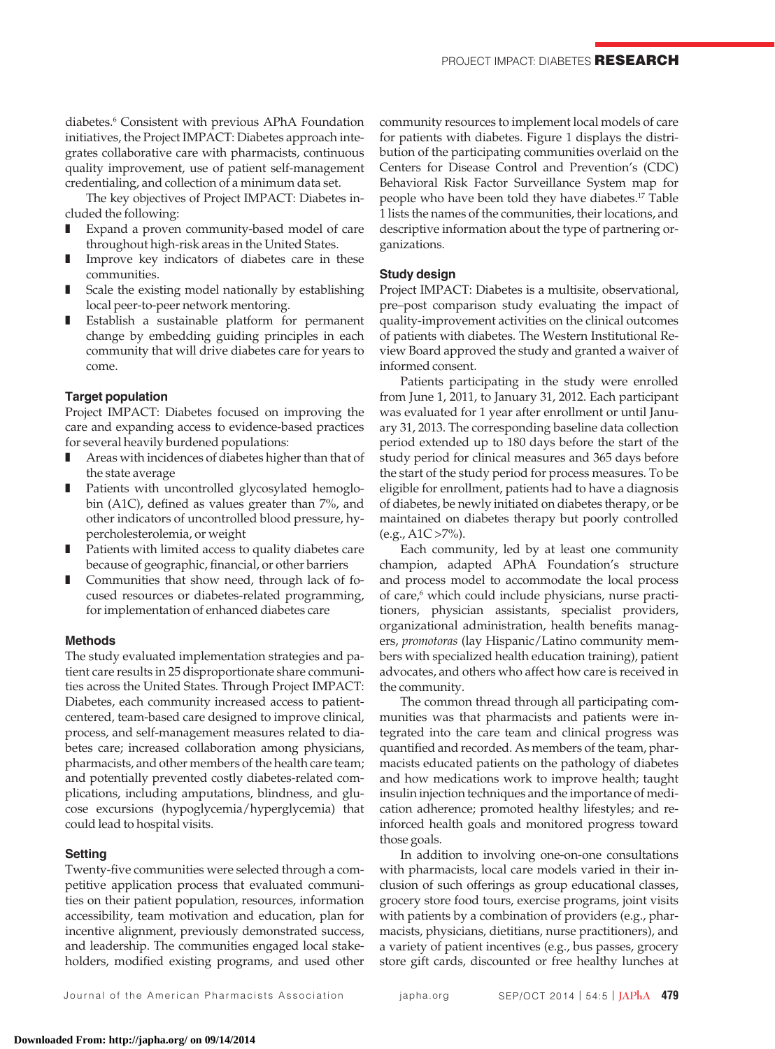diabetes.[6] Consistent with previous APhA Foundation initiatives, the Project IMPACT: Diabetes approach integrates collaborative care with pharmacists, continuous quality improvement, use of patient self-management credentialing, and collection of a minimum data set.

The key objectives of Project IMPACT: Diabetes included the following:

- Expand a proven community-based model of care throughout high-risk areas in the United States.
- Improve key indicators of diabetes care in these communities.
- Scale the existing model nationally by establishing local peer-to-peer network mentoring.
- Establish a sustainable platform for permanent change by embedding guiding principles in each community that will drive diabetes care for years to come.

### Target population

Project IMPACT: Diabetes focused on improving the care and expanding access to evidence-based practices for several heavily burdened populations:

- Areas with incidences of diabetes higher than that of the state average
- Patients with uncontrolled glycosylated hemoglobin (A1C), defined as values greater than 7%, and other indicators of uncontrolled blood pressure, hypercholesterolemia, or weight
- Patients with limited access to quality diabetes care because of geographic, financial, or other barriers
- Communities that show need, through lack of focused resources or diabetes-related programming, for implementation of enhanced diabetes care

### Methods

The study evaluated implementation strategies and patient care results in 25 disproportionate share communities across the United States. Through Project IMPACT: Diabetes, each community increased access to patient-centered, team-based care designed to improve clinical, process, and self-management measures related to diabetes care; increased collaboration among physicians, pharmacists, and other members of the health care team; and potentially prevented costly diabetes-related complications, including amputations, blindness, and glucose excursions (hypoglycemia/hyperglycemia) that could lead to hospital visits.

### Setting

Twenty-five communities were selected through a competitive application process that evaluated communities on their patient population, resources, information accessibility, team motivation and education, plan for incentive alignment, previously demonstrated success, and leadership. The communities engaged local stakeholders, modified existing programs, and used other community resources to implement local models of care for patients with diabetes. Figure 1 displays the distribution of the participating communities overlaid on the Centers for Disease Control and Prevention's (CDC) Behavioral Risk Factor Surveillance System map for people who have been told they have diabetes.[17] Table 1 lists the names of the communities, their locations, and descriptive information about the type of partnering organizations.

### Study design

Project IMPACT: Diabetes is a multisite, observational, pre–post comparison study evaluating the impact of quality-improvement activities on the clinical outcomes of patients with diabetes. The Western Institutional Review Board approved the study and granted a waiver of informed consent.

Patients participating in the study were enrolled from June 1, 2011, to January 31, 2012. Each participant was evaluated for 1 year after enrollment or until January 31, 2013. The corresponding baseline data collection period extended up to 180 days before the start of the study period for clinical measures and 365 days before the start of the study period for process measures. To be eligible for enrollment, patients had to have a diagnosis of diabetes, be newly initiated on diabetes therapy, or be maintained on diabetes therapy but poorly controlled (e.g., A1C >7%).

Each community, led by at least one community champion, adapted APhA Foundation's structure and process model to accommodate the local process of care,[6] which could include physicians, nurse practitioners, physician assistants, specialist providers, organizational administration, health benefits managers, *promotoras* (lay Hispanic/Latino community members with specialized health education training), patient advocates, and others who affect how care is received in the community.

The common thread through all participating communities was that pharmacists and patients were integrated into the care team and clinical progress was quantified and recorded. As members of the team, pharmacists educated patients on the pathology of diabetes and how medications work to improve health; taught insulin injection techniques and the importance of medication adherence; promoted healthy lifestyles; and reinforced health goals and monitored progress toward those goals.

In addition to involving one-on-one consultations with pharmacists, local care models varied in their inclusion of such offerings as group educational classes, grocery store food tours, exercise programs, joint visits with patients by a combination of providers (e.g., pharmacists, physicians, dietitians, nurse practitioners), and a variety of patient incentives (e.g., bus passes, grocery store gift cards, discounted or free healthy lunches at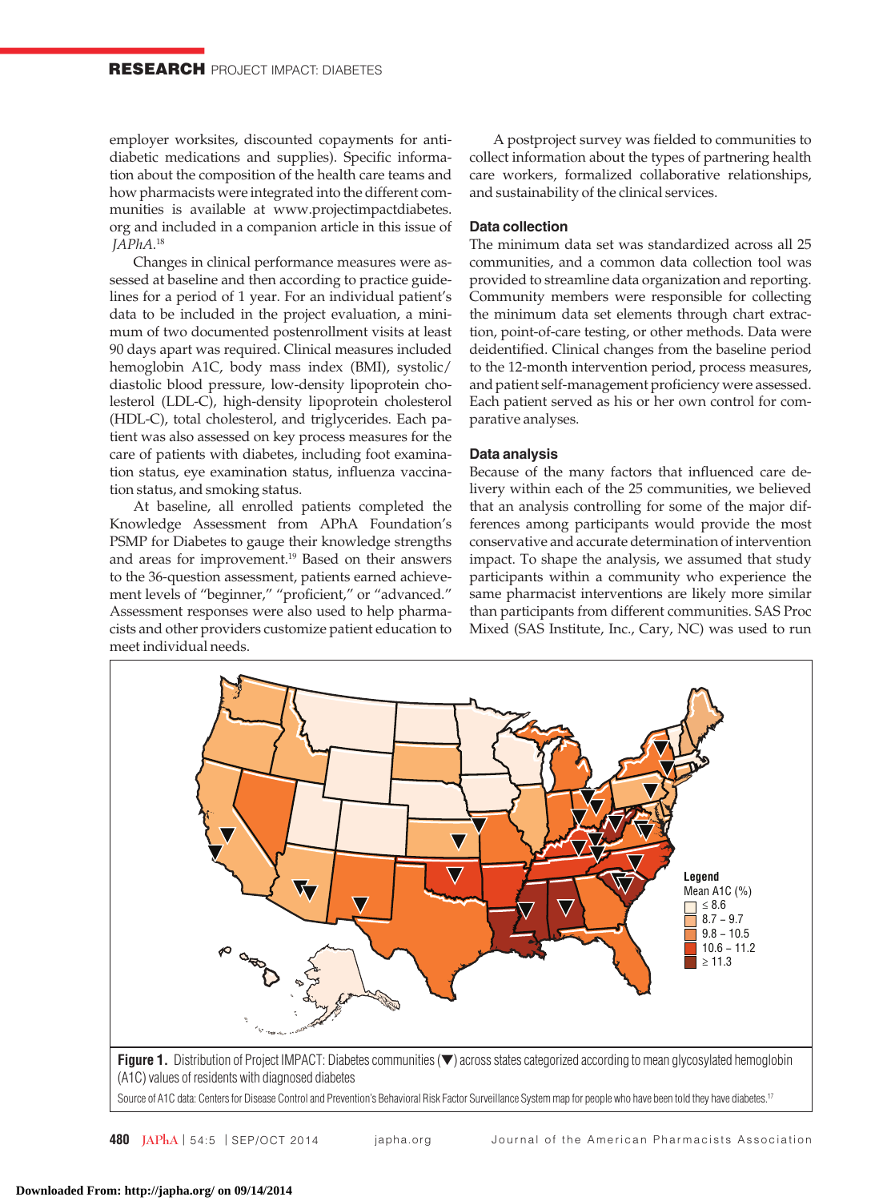employer worksites, discounted copayments for antidiabetic medications and supplies). Specific information about the composition of the health care teams and how pharmacists were integrated into the different communities is available at www.projectimpactdiabetes.org and included in a companion article in this issue of *JAPhA*.[18]

Changes in clinical performance measures were assessed at baseline and then according to practice guidelines for a period of 1 year. For an individual patient's data to be included in the project evaluation, a minimum of two documented postenrollment visits at least 90 days apart was required. Clinical measures included hemoglobin A1C, body mass index (BMI), systolic/diastolic blood pressure, low-density lipoprotein cholesterol (LDL-C), high-density lipoprotein cholesterol (HDL-C), total cholesterol, and triglycerides. Each patient was also assessed on key process measures for the care of patients with diabetes, including foot examination status, eye examination status, influenza vaccination status, and smoking status.

At baseline, all enrolled patients completed the Knowledge Assessment from APhA Foundation's PSMP for Diabetes to gauge their knowledge strengths and areas for improvement.[19] Based on their answers to the 36-question assessment, patients earned achievement levels of "beginner," "proficient," or "advanced." Assessment responses were also used to help pharmacists and other providers customize patient education to meet individual needs.

A postproject survey was fielded to communities to collect information about the types of partnering health care workers, formalized collaborative relationships, and sustainability of the clinical services.

### Data collection

The minimum data set was standardized across all 25 communities, and a common data collection tool was provided to streamline data organization and reporting. Community members were responsible for collecting the minimum data set elements through chart extraction, point-of-care testing, or other methods. Data were deidentified. Clinical changes from the baseline period to the 12-month intervention period, process measures, and patient self-management proficiency were assessed. Each patient served as his or her own control for comparative analyses.

### Data analysis

Because of the many factors that influenced care delivery within each of the 25 communities, we believed that an analysis controlling for some of the major differences among participants would provide the most conservative and accurate determination of intervention impact. To shape the analysis, we assumed that study participants within a community who experience the same pharmacist interventions are likely more similar than participants from different communities. SAS Proc Mixed (SAS Institute, Inc., Cary, NC) was used to run

**Figure 1.** Distribution of Project IMPACT: Diabetes communities (▼) across states categorized according to mean glycosylated hemoglobin (A1C) values of residents with diagnosed diabetes

Legend: Mean A1C (%): ≤ 8.6; 8.7 – 9.7; 9.8 – 10.5; 10.6 – 11.2; ≥ 11.3

Source of A1C data: Centers for Disease Control and Prevention's Behavioral Risk Factor Surveillance System map for people who have been told they have diabetes.[17]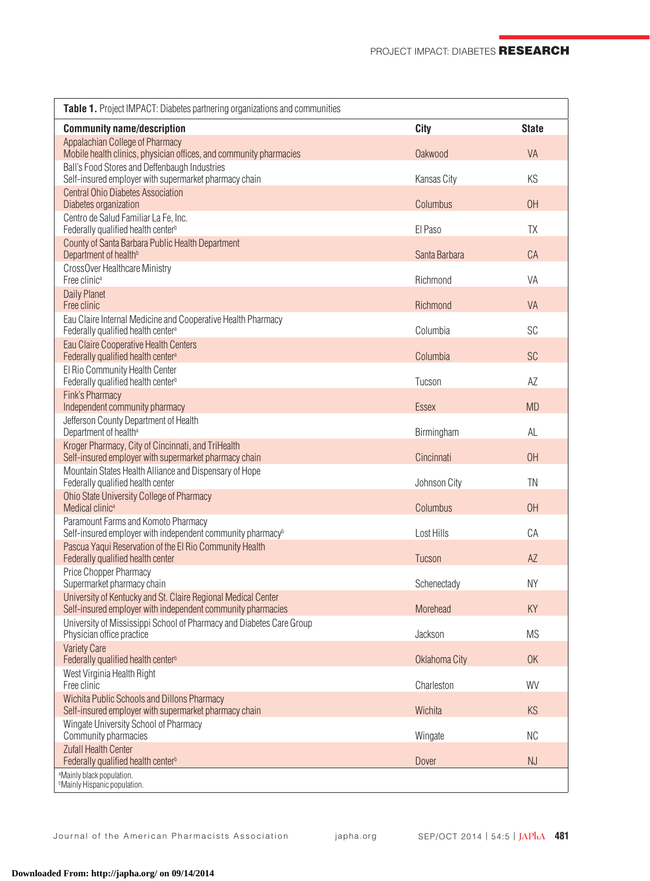**Table 1.** Project IMPACT: Diabetes partnering organizations and communities

| Community name/description | City | State |
|---|---|---|
| Appalachian College of Pharmacy<br>Mobile health clinics, physician offices, and community pharmacies | Oakwood | VA |
| Ball's Food Stores and Deffenbaugh Industries<br>Self-insured employer with supermarket pharmacy chain | Kansas City | KS |
| Central Ohio Diabetes Association<br>Diabetes organization | Columbus | OH |
| Centro de Salud Familiar La Fe, Inc.<br>Federally qualified health center[b] | El Paso | TX |
| County of Santa Barbara Public Health Department<br>Department of health[b] | Santa Barbara | CA |
| CrossOver Healthcare Ministry<br>Free clinic[a] | Richmond | VA |
| Daily Planet<br>Free clinic | Richmond | VA |
| Eau Claire Internal Medicine and Cooperative Health Pharmacy<br>Federally qualified health center[a] | Columbia | SC |
| Eau Claire Cooperative Health Centers<br>Federally qualified health center[a] | Columbia | SC |
| El Rio Community Health Center<br>Federally qualified health center[b] | Tucson | AZ |
| Fink's Pharmacy<br>Independent community pharmacy | Essex | MD |
| Jefferson County Department of Health<br>Department of health[a] | Birmingham | AL |
| Kroger Pharmacy, City of Cincinnati, and TriHealth<br>Self-insured employer with supermarket pharmacy chain | Cincinnati | OH |
| Mountain States Health Alliance and Dispensary of Hope<br>Federally qualified health center | Johnson City | TN |
| Ohio State University College of Pharmacy<br>Medical clinic[a] | Columbus | OH |
| Paramount Farms and Komoto Pharmacy<br>Self-insured employer with independent community pharmacy[b] | Lost Hills | CA |
| Pascua Yaqui Reservation of the El Rio Community Health<br>Federally qualified health center | Tucson | AZ |
| Price Chopper Pharmacy<br>Supermarket pharmacy chain | Schenectady | NY |
| University of Kentucky and St. Claire Regional Medical Center<br>Self-insured employer with independent community pharmacies | Morehead | KY |
| University of Mississippi School of Pharmacy and Diabetes Care Group<br>Physician office practice | Jackson | MS |
| Variety Care<br>Federally qualified health center[b] | Oklahoma City | OK |
| West Virginia Health Right<br>Free clinic | Charleston | WV |
| Wichita Public Schools and Dillons Pharmacy<br>Self-insured employer with supermarket pharmacy chain | Wichita | KS |
| Wingate University School of Pharmacy<br>Community pharmacies | Wingate | NC |
| Zufall Health Center<br>Federally qualified health center[b] | Dover | NJ |

[a]Mainly black population.
[b]Mainly Hispanic population.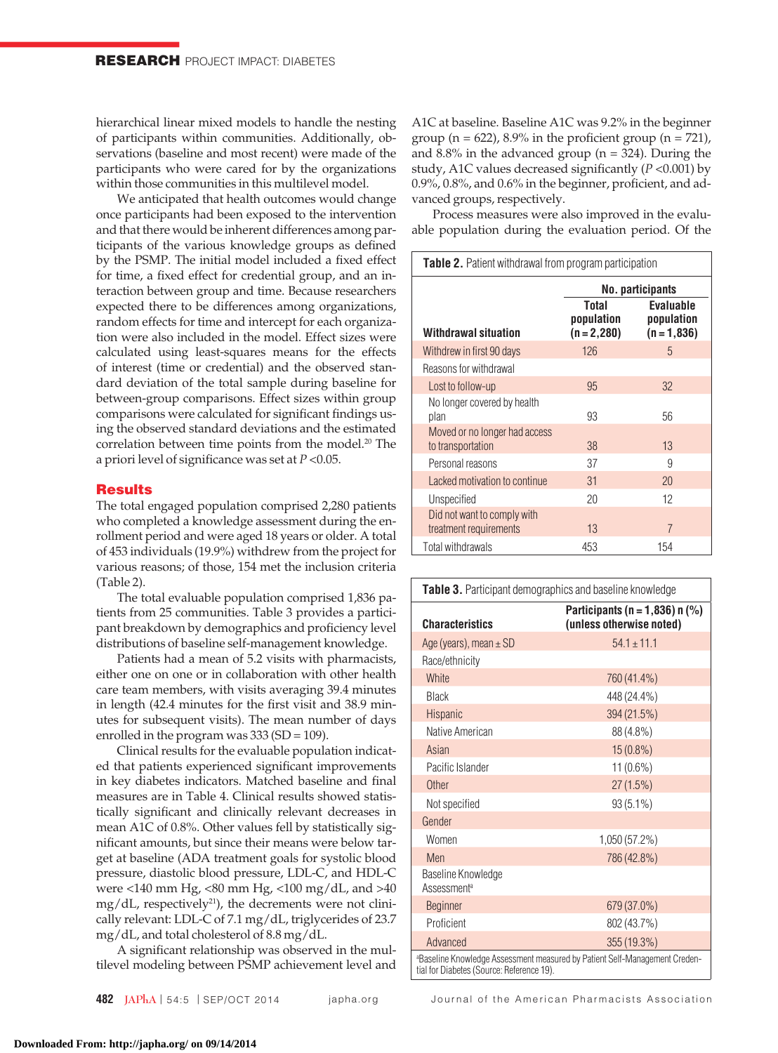hierarchical linear mixed models to handle the nesting of participants within communities. Additionally, observations (baseline and most recent) were made of the participants who were cared for by the organizations within those communities in this multilevel model.

We anticipated that health outcomes would change once participants had been exposed to the intervention and that there would be inherent differences among participants of the various knowledge groups as defined by the PSMP. The initial model included a fixed effect for time, a fixed effect for credential group, and an interaction between group and time. Because researchers expected there to be differences among organizations, random effects for time and intercept for each organization were also included in the model. Effect sizes were calculated using least-squares means for the effects of interest (time or credential) and the observed standard deviation of the total sample during baseline for between-group comparisons. Effect sizes within group comparisons were calculated for significant findings using the observed standard deviations and the estimated correlation between time points from the model.[20] The a priori level of significance was set at $P$ <0.05.

## Results

The total engaged population comprised 2,280 patients who completed a knowledge assessment during the enrollment period and were aged 18 years or older. A total of 453 individuals (19.9%) withdrew from the project for various reasons; of those, 154 met the inclusion criteria (Table 2).

The total evaluable population comprised 1,836 patients from 25 communities. Table 3 provides a participant breakdown by demographics and proficiency level distributions of baseline self-management knowledge.

Patients had a mean of 5.2 visits with pharmacists, either one on one or in collaboration with other health care team members, with visits averaging 39.4 minutes in length (42.4 minutes for the first visit and 38.9 minutes for subsequent visits). The mean number of days enrolled in the program was 333 (SD = 109).

Clinical results for the evaluable population indicated that patients experienced significant improvements in key diabetes indicators. Matched baseline and final measures are in Table 4. Clinical results showed statistically significant and clinically relevant decreases in mean A1C of 0.8%. Other values fell by statistically significant amounts, but since their means were below target at baseline (ADA treatment goals for systolic blood pressure, diastolic blood pressure, LDL-C, and HDL-C were <140 mm Hg, <80 mm Hg, <100 mg/dL, and >40 mg/dL, respectively[21]), the decrements were not clinically relevant: LDL-C of 7.1 mg/dL, triglycerides of 23.7 mg/dL, and total cholesterol of 8.8 mg/dL.

A significant relationship was observed in the multilevel modeling between PSMP achievement level and A1C at baseline. Baseline A1C was 9.2% in the beginner group (n = 622), 8.9% in the proficient group (n = 721), and 8.8% in the advanced group (n = 324). During the study, A1C values decreased significantly ($P$ <0.001) by 0.9%, 0.8%, and 0.6% in the beginner, proficient, and advanced groups, respectively.

Process measures were also improved in the evaluable population during the evaluation period. Of the

**Table 2.** Patient withdrawal from program participation

| Withdrawal situation | No. participants | |
|---|---|---|
| | Total population (n = 2,280) | Evaluable population (n = 1,836) |
| Withdrew in first 90 days | 126 | 5 |
| Reasons for withdrawal | | |
| Lost to follow-up | 95 | 32 |
| No longer covered by health plan | 93 | 56 |
| Moved or no longer had access to transportation | 38 | 13 |
| Personal reasons | 37 | 9 |
| Lacked motivation to continue | 31 | 20 |
| Unspecified | 20 | 12 |
| Did not want to comply with treatment requirements | 13 | 7 |
| Total withdrawals | 453 | 154 |

**Table 3.** Participant demographics and baseline knowledge

| Characteristics | Participants (n = 1,836) n (%) (unless otherwise noted) |
|---|---|
| Age (years), mean ± SD | 54.1 ± 11.1 |
| Race/ethnicity | |
| White | 760 (41.4%) |
| Black | 448 (24.4%) |
| Hispanic | 394 (21.5%) |
| Native American | 88 (4.8%) |
| Asian | 15 (0.8%) |
| Pacific Islander | 11 (0.6%) |
| Other | 27 (1.5%) |
| Not specified | 93 (5.1%) |
| Gender | |
| Women | 1,050 (57.2%) |
| Men | 786 (42.8%) |
| Baseline Knowledge Assessment[a] | |
| Beginner | 679 (37.0%) |
| Proficient | 802 (43.7%) |
| Advanced | 355 (19.3%) |

[a]Baseline Knowledge Assessment measured by Patient Self-Management Credential for Diabetes (Source: Reference 19).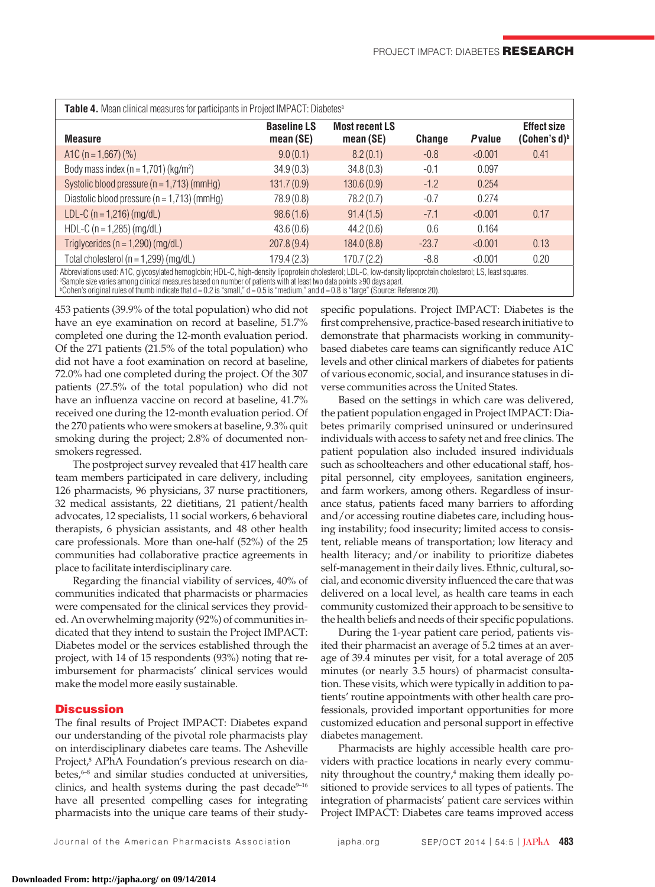**Table 4.** Mean clinical measures for participants in Project IMPACT: Diabetes[a]

| Measure | Baseline LS mean (SE) | Most recent LS mean (SE) | Change | *P* value | Effect size (Cohen's d)[b] |
|---|---|---|---|---|---|
| A1C (n = 1,667) (%) | 9.0 (0.1) | 8.2 (0.1) | −0.8 | <0.001 | 0.41 |
| Body mass index (n = 1,701) (kg/m$^2$) | 34.9 (0.3) | 34.8 (0.3) | −0.1 | 0.097 | |
| Systolic blood pressure (n = 1,713) (mmHg) | 131.7 (0.9) | 130.6 (0.9) | −1.2 | 0.254 | |
| Diastolic blood pressure (n = 1,713) (mmHg) | 78.9 (0.8) | 78.2 (0.7) | −0.7 | 0.274 | |
| LDL-C (n = 1,216) (mg/dL) | 98.6 (1.6) | 91.4 (1.5) | −7.1 | <0.001 | 0.17 |
| HDL-C (n = 1,285) (mg/dL) | 43.6 (0.6) | 44.2 (0.6) | 0.6 | 0.164 | |
| Triglycerides (n = 1,290) (mg/dL) | 207.8 (9.4) | 184.0 (8.8) | −23.7 | <0.001 | 0.13 |
| Total cholesterol (n = 1,299) (mg/dL) | 179.4 (2.3) | 170.7 (2.2) | −8.8 | <0.001 | 0.20 |

Abbreviations used: A1C, glycosylated hemoglobin; HDL-C, high-density lipoprotein cholesterol; LDL-C, low-density lipoprotein cholesterol; LS, least squares.
[a]Sample size varies among clinical measures based on number of patients with at least two data points ≥90 days apart.
[b]Cohen's original rules of thumb indicate that d = 0.2 is "small," d = 0.5 is "medium," and d = 0.8 is "large" (Source: Reference 20).

453 patients (39.9% of the total population) who did not have an eye examination on record at baseline, 51.7% completed one during the 12-month evaluation period. Of the 271 patients (21.5% of the total population) who did not have a foot examination on record at baseline, 72.0% had one completed during the project. Of the 307 patients (27.5% of the total population) who did not have an influenza vaccine on record at baseline, 41.7% received one during the 12-month evaluation period. Of the 270 patients who were smokers at baseline, 9.3% quit smoking during the project; 2.8% of documented nonsmokers regressed.

The postproject survey revealed that 417 health care team members participated in care delivery, including 126 pharmacists, 96 physicians, 37 nurse practitioners, 32 medical assistants, 22 dietitians, 21 patient/health advocates, 12 specialists, 11 social workers, 6 behavioral therapists, 6 physician assistants, and 48 other health care professionals. More than one-half (52%) of the 25 communities had collaborative practice agreements in place to facilitate interdisciplinary care.

Regarding the financial viability of services, 40% of communities indicated that pharmacists or pharmacies were compensated for the clinical services they provided. An overwhelming majority (92%) of communities indicated that they intend to sustain the Project IMPACT: Diabetes model or the services established through the project, with 14 of 15 respondents (93%) noting that reimbursement for pharmacists' clinical services would make the model more easily sustainable.

## Discussion

The final results of Project IMPACT: Diabetes expand our understanding of the pivotal role pharmacists play on interdisciplinary diabetes care teams. The Asheville Project,[5] APhA Foundation's previous research on diabetes,[6–8] and similar studies conducted at universities, clinics, and health systems during the past decade[9–16] have all presented compelling cases for integrating pharmacists into the unique care teams of their study-specific populations. Project IMPACT: Diabetes is the first comprehensive, practice-based research initiative to demonstrate that pharmacists working in community-based diabetes care teams can significantly reduce A1C levels and other clinical markers of diabetes for patients of various economic, social, and insurance statuses in diverse communities across the United States.

Based on the settings in which care was delivered, the patient population engaged in Project IMPACT: Diabetes primarily comprised uninsured or underinsured individuals with access to safety net and free clinics. The patient population also included insured individuals such as schoolteachers and other educational staff, hospital personnel, city employees, sanitation engineers, and farm workers, among others. Regardless of insurance status, patients faced many barriers to affording and/or accessing routine diabetes care, including housing instability; food insecurity; limited access to consistent, reliable means of transportation; low literacy and health literacy; and/or inability to prioritize diabetes self-management in their daily lives. Ethnic, cultural, social, and economic diversity influenced the care that was delivered on a local level, as health care teams in each community customized their approach to be sensitive to the health beliefs and needs of their specific populations.

During the 1-year patient care period, patients visited their pharmacist an average of 5.2 times at an average of 39.4 minutes per visit, for a total average of 205 minutes (or nearly 3.5 hours) of pharmacist consultation. These visits, which were typically in addition to patients' routine appointments with other health care professionals, provided important opportunities for more customized education and personal support in effective diabetes management.

Pharmacists are highly accessible health care providers with practice locations in nearly every community throughout the country,[4] making them ideally positioned to provide services to all types of patients. The integration of pharmacists' patient care services within Project IMPACT: Diabetes care teams improved access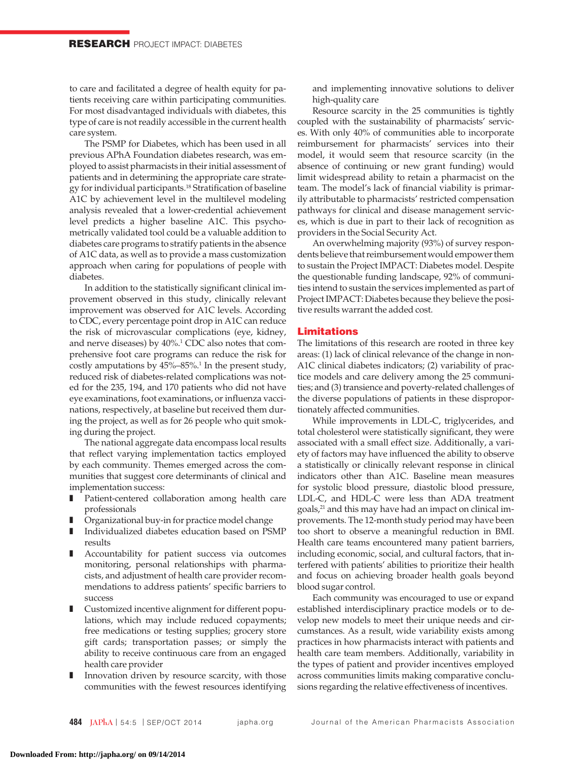to care and facilitated a degree of health equity for patients receiving care within participating communities. For most disadvantaged individuals with diabetes, this type of care is not readily accessible in the current health care system.

The PSMP for Diabetes, which has been used in all previous APhA Foundation diabetes research, was employed to assist pharmacists in their initial assessment of patients and in determining the appropriate care strategy for individual participants.[18] Stratification of baseline A1C by achievement level in the multilevel modeling analysis revealed that a lower-credential achievement level predicts a higher baseline A1C. This psychometrically validated tool could be a valuable addition to diabetes care programs to stratify patients in the absence of A1C data, as well as to provide a mass customization approach when caring for populations of people with diabetes.

In addition to the statistically significant clinical improvement observed in this study, clinically relevant improvement was observed for A1C levels. According to CDC, every percentage point drop in A1C can reduce the risk of microvascular complications (eye, kidney, and nerve diseases) by 40%.[1] CDC also notes that comprehensive foot care programs can reduce the risk for costly amputations by 45%–85%.[1] In the present study, reduced risk of diabetes-related complications was noted for the 235, 194, and 170 patients who did not have eye examinations, foot examinations, or influenza vaccinations, respectively, at baseline but received them during the project, as well as for 26 people who quit smoking during the project.

The national aggregate data encompass local results that reflect varying implementation tactics employed by each community. Themes emerged across the communities that suggest core determinants of clinical and implementation success:

- Patient-centered collaboration among health care professionals
- Organizational buy-in for practice model change
- Individualized diabetes education based on PSMP results
- Accountability for patient success via outcomes monitoring, personal relationships with pharmacists, and adjustment of health care provider recommendations to address patients' specific barriers to success
- Customized incentive alignment for different populations, which may include reduced copayments; free medications or testing supplies; grocery store gift cards; transportation passes; or simply the ability to receive continuous care from an engaged health care provider
- Innovation driven by resource scarcity, with those communities with the fewest resources identifying and implementing innovative solutions to deliver high-quality care

Resource scarcity in the 25 communities is tightly coupled with the sustainability of pharmacists' services. With only 40% of communities able to incorporate reimbursement for pharmacists' services into their model, it would seem that resource scarcity (in the absence of continuing or new grant funding) would limit widespread ability to retain a pharmacist on the team. The model's lack of financial viability is primarily attributable to pharmacists' restricted compensation pathways for clinical and disease management services, which is due in part to their lack of recognition as providers in the Social Security Act.

An overwhelming majority (93%) of survey respondents believe that reimbursement would empower them to sustain the Project IMPACT: Diabetes model. Despite the questionable funding landscape, 92% of communities intend to sustain the services implemented as part of Project IMPACT: Diabetes because they believe the positive results warrant the added cost.

## Limitations

The limitations of this research are rooted in three key areas: (1) lack of clinical relevance of the change in non-A1C clinical diabetes indicators; (2) variability of practice models and care delivery among the 25 communities; and (3) transience and poverty-related challenges of the diverse populations of patients in these disproportionately affected communities.

While improvements in LDL-C, triglycerides, and total cholesterol were statistically significant, they were associated with a small effect size. Additionally, a variety of factors may have influenced the ability to observe a statistically or clinically relevant response in clinical indicators other than A1C. Baseline mean measures for systolic blood pressure, diastolic blood pressure, LDL-C, and HDL-C were less than ADA treatment goals,[21] and this may have had an impact on clinical improvements. The 12-month study period may have been too short to observe a meaningful reduction in BMI. Health care teams encountered many patient barriers, including economic, social, and cultural factors, that interfered with patients' abilities to prioritize their health and focus on achieving broader health goals beyond blood sugar control.

Each community was encouraged to use or expand established interdisciplinary practice models or to develop new models to meet their unique needs and circumstances. As a result, wide variability exists among practices in how pharmacists interact with patients and health care team members. Additionally, variability in the types of patient and provider incentives employed across communities limits making comparative conclusions regarding the relative effectiveness of incentives.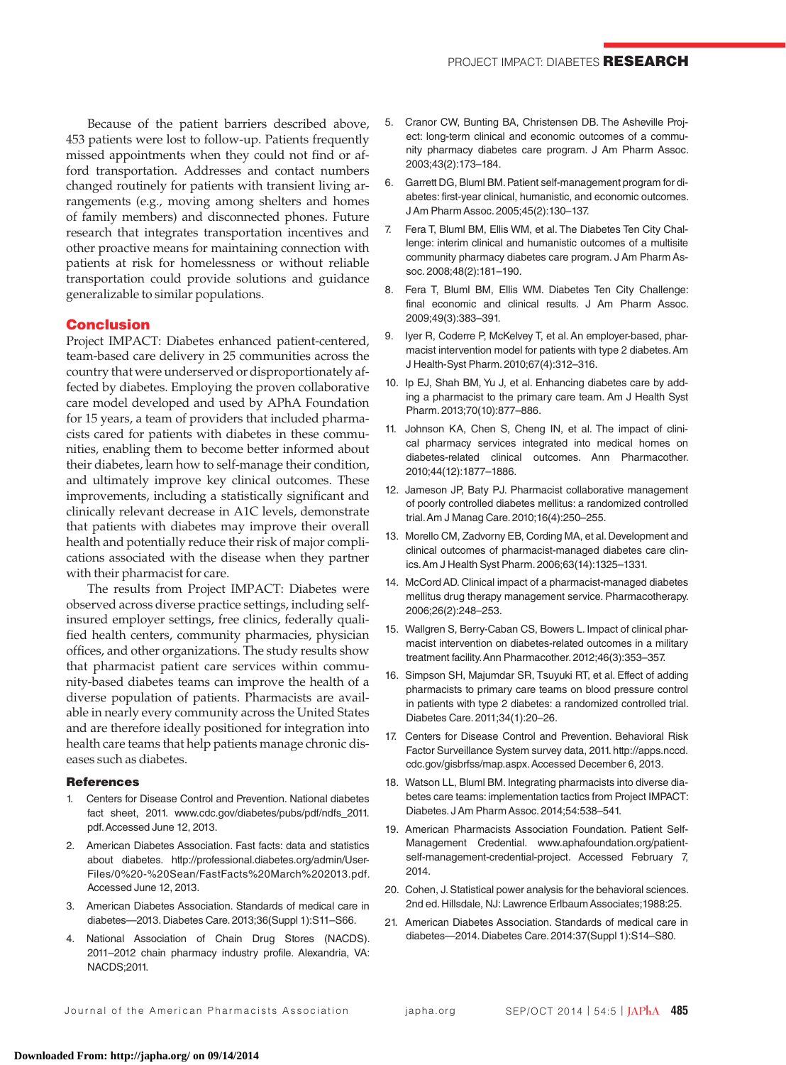Because of the patient barriers described above, 453 patients were lost to follow-up. Patients frequently missed appointments when they could not find or afford transportation. Addresses and contact numbers changed routinely for patients with transient living arrangements (e.g., moving among shelters and homes of family members) and disconnected phones. Future research that integrates transportation incentives and other proactive means for maintaining connection with patients at risk for homelessness or without reliable transportation could provide solutions and guidance generalizable to similar populations.

## Conclusion

Project IMPACT: Diabetes enhanced patient-centered, team-based care delivery in 25 communities across the country that were underserved or disproportionately affected by diabetes. Employing the proven collaborative care model developed and used by APhA Foundation for 15 years, a team of providers that included pharmacists cared for patients with diabetes in these communities, enabling them to become better informed about their diabetes, learn how to self-manage their condition, and ultimately improve key clinical outcomes. These improvements, including a statistically significant and clinically relevant decrease in A1C levels, demonstrate that patients with diabetes may improve their overall health and potentially reduce their risk of major complications associated with the disease when they partner with their pharmacist for care.

The results from Project IMPACT: Diabetes were observed across diverse practice settings, including self-insured employer settings, free clinics, federally qualified health centers, community pharmacies, physician offices, and other organizations. The study results show that pharmacist patient care services within community-based diabetes teams can improve the health of a diverse population of patients. Pharmacists are available in nearly every community across the United States and are therefore ideally positioned for integration into health care teams that help patients manage chronic diseases such as diabetes.

### References

1. Centers for Disease Control and Prevention. National diabetes fact sheet, 2011. www.cdc.gov/diabetes/pubs/pdf/ndfs_2011.pdf. Accessed June 12, 2013.
2. American Diabetes Association. Fast facts: data and statistics about diabetes. http://professional.diabetes.org/admin/UserFiles/0%20-%20Sean/FastFacts%20March%202013.pdf. Accessed June 12, 2013.
3. American Diabetes Association. Standards of medical care in diabetes—2013. Diabetes Care. 2013;36(Suppl 1):S11–S66.
4. National Association of Chain Drug Stores (NACDS). 2011–2012 chain pharmacy industry profile. Alexandria, VA: NACDS;2011.
5. Cranor CW, Bunting BA, Christensen DB. The Asheville Project: long-term clinical and economic outcomes of a community pharmacy diabetes care program. J Am Pharm Assoc. 2003;43(2):173–184.
6. Garrett DG, Bluml BM. Patient self-management program for diabetes: first-year clinical, humanistic, and economic outcomes. J Am Pharm Assoc. 2005;45(2):130–137.
7. Fera T, Bluml BM, Ellis WM, et al. The Diabetes Ten City Challenge: interim clinical and humanistic outcomes of a multisite community pharmacy diabetes care program. J Am Pharm Assoc. 2008;48(2):181–190.
8. Fera T, Bluml BM, Ellis WM. Diabetes Ten City Challenge: final economic and clinical results. J Am Pharm Assoc. 2009;49(3):383–391.
9. Iyer R, Coderre P, McKelvey T, et al. An employer-based, pharmacist intervention model for patients with type 2 diabetes. Am J Health-Syst Pharm. 2010;67(4):312–316.
10. Ip EJ, Shah BM, Yu J, et al. Enhancing diabetes care by adding a pharmacist to the primary care team. Am J Health Syst Pharm. 2013;70(10):877–886.
11. Johnson KA, Chen S, Cheng IN, et al. The impact of clinical pharmacy services integrated into medical homes on diabetes-related clinical outcomes. Ann Pharmacother. 2010;44(12):1877–1886.
12. Jameson JP, Baty PJ. Pharmacist collaborative management of poorly controlled diabetes mellitus: a randomized controlled trial. Am J Manag Care. 2010;16(4):250–255.
13. Morello CM, Zadvorny EB, Cording MA, et al. Development and clinical outcomes of pharmacist-managed diabetes care clinics. Am J Health Syst Pharm. 2006;63(14):1325–1331.
14. McCord AD. Clinical impact of a pharmacist-managed diabetes mellitus drug therapy management service. Pharmacotherapy. 2006;26(2):248–253.
15. Wallgren S, Berry-Caban CS, Bowers L. Impact of clinical pharmacist intervention on diabetes-related outcomes in a military treatment facility. Ann Pharmacother. 2012;46(3):353–357.
16. Simpson SH, Majumdar SR, Tsuyuki RT, et al. Effect of adding pharmacists to primary care teams on blood pressure control in patients with type 2 diabetes: a randomized controlled trial. Diabetes Care. 2011;34(1):20–26.
17. Centers for Disease Control and Prevention. Behavioral Risk Factor Surveillance System survey data, 2011. http://apps.nccd.cdc.gov/gisbrfss/map.aspx. Accessed December 6, 2013.
18. Watson LL, Bluml BM. Integrating pharmacists into diverse diabetes care teams: implementation tactics from Project IMPACT: Diabetes. J Am Pharm Assoc. 2014;54:538–541.
19. American Pharmacists Association Foundation. Patient Self-Management Credential. www.aphafoundation.org/patient-self-management-credential-project. Accessed February 7, 2014.
20. Cohen, J. Statistical power analysis for the behavioral sciences. 2nd ed. Hillsdale, NJ: Lawrence Erlbaum Associates;1988:25.
21. American Diabetes Association. Standards of medical care in diabetes—2014. Diabetes Care. 2014:37(Suppl 1):S14–S80.